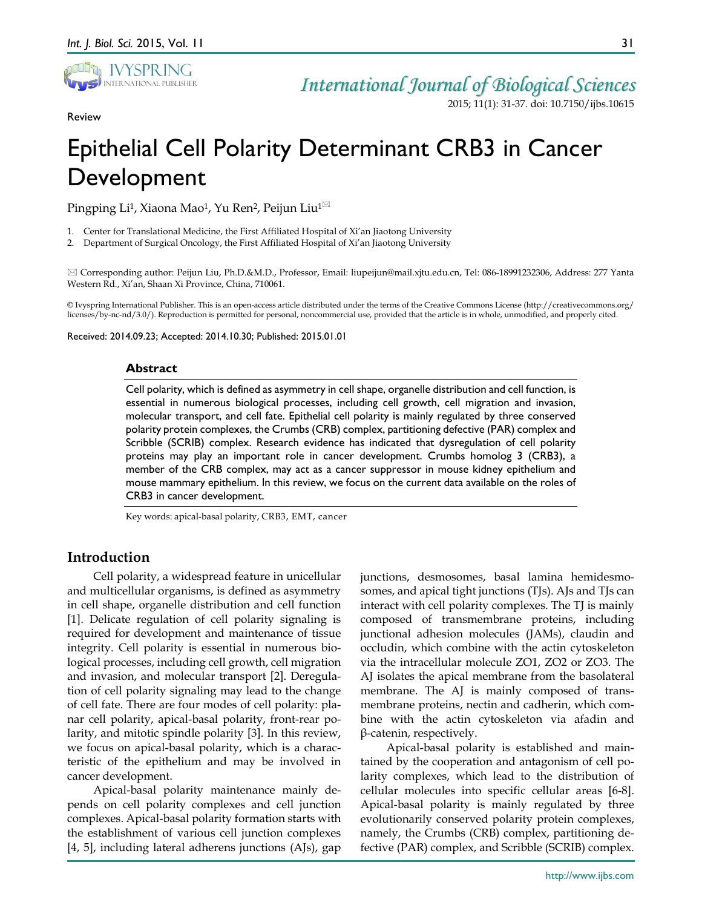Review

# Epithelial Cell Polarity Determinant CRB3 in Cancer Development

Pingping Li[1], Xiaona Mao[1], Yu Ren[2], Peijun Liu[1]✉

1. Center for Translational Medicine, the First Affiliated Hospital of Xi'an Jiaotong University
2. Department of Surgical Oncology, the First Affiliated Hospital of Xi'an Jiaotong University

✉ Corresponding author: Peijun Liu, Ph.D.&M.D., Professor, Email: liupeijun@mail.xjtu.edu.cn, Tel: 086-18991232306, Address: 277 Yanta Western Rd., Xi'an, Shaan Xi Province, China, 710061.

© Ivyspring International Publisher. This is an open-access article distributed under the terms of the Creative Commons License (http://creativecommons.org/licenses/by-nc-nd/3.0/). Reproduction is permitted for personal, noncommercial use, provided that the article is in whole, unmodified, and properly cited.

Received: 2014.09.23; Accepted: 2014.10.30; Published: 2015.01.01

## Abstract

Cell polarity, which is defined as asymmetry in cell shape, organelle distribution and cell function, is essential in numerous biological processes, including cell growth, cell migration and invasion, molecular transport, and cell fate. Epithelial cell polarity is mainly regulated by three conserved polarity protein complexes, the Crumbs (CRB) complex, partitioning defective (PAR) complex and Scribble (SCRIB) complex. Research evidence has indicated that dysregulation of cell polarity proteins may play an important role in cancer development. Crumbs homolog 3 (CRB3), a member of the CRB complex, may act as a cancer suppressor in mouse kidney epithelium and mouse mammary epithelium. In this review, we focus on the current data available on the roles of CRB3 in cancer development.

Key words: apical-basal polarity, CRB3, EMT, cancer

## Introduction

Cell polarity, a widespread feature in unicellular and multicellular organisms, is defined as asymmetry in cell shape, organelle distribution and cell function [1]. Delicate regulation of cell polarity signaling is required for development and maintenance of tissue integrity. Cell polarity is essential in numerous biological processes, including cell growth, cell migration and invasion, and molecular transport [2]. Deregulation of cell polarity signaling may lead to the change of cell fate. There are four modes of cell polarity: planar cell polarity, apical-basal polarity, front-rear polarity, and mitotic spindle polarity [3]. In this review, we focus on apical-basal polarity, which is a characteristic of the epithelium and may be involved in cancer development.

Apical-basal polarity maintenance mainly depends on cell polarity complexes and cell junction complexes. Apical-basal polarity formation starts with the establishment of various cell junction complexes [4, 5], including lateral adherens junctions (AJs), gap junctions, desmosomes, basal lamina hemidesmosomes, and apical tight junctions (TJs). AJs and TJs can interact with cell polarity complexes. The TJ is mainly composed of transmembrane proteins, including junctional adhesion molecules (JAMs), claudin and occludin, which combine with the actin cytoskeleton via the intracellular molecule ZO1, ZO2 or ZO3. The AJ isolates the apical membrane from the basolateral membrane. The AJ is mainly composed of transmembrane proteins, nectin and cadherin, which combine with the actin cytoskeleton via afadin and β-catenin, respectively.

Apical-basal polarity is established and maintained by the cooperation and antagonism of cell polarity complexes, which lead to the distribution of cellular molecules into specific cellular areas [6-8]. Apical-basal polarity is mainly regulated by three evolutionarily conserved polarity protein complexes, namely, the Crumbs (CRB) complex, partitioning defective (PAR) complex, and Scribble (SCRIB) complex.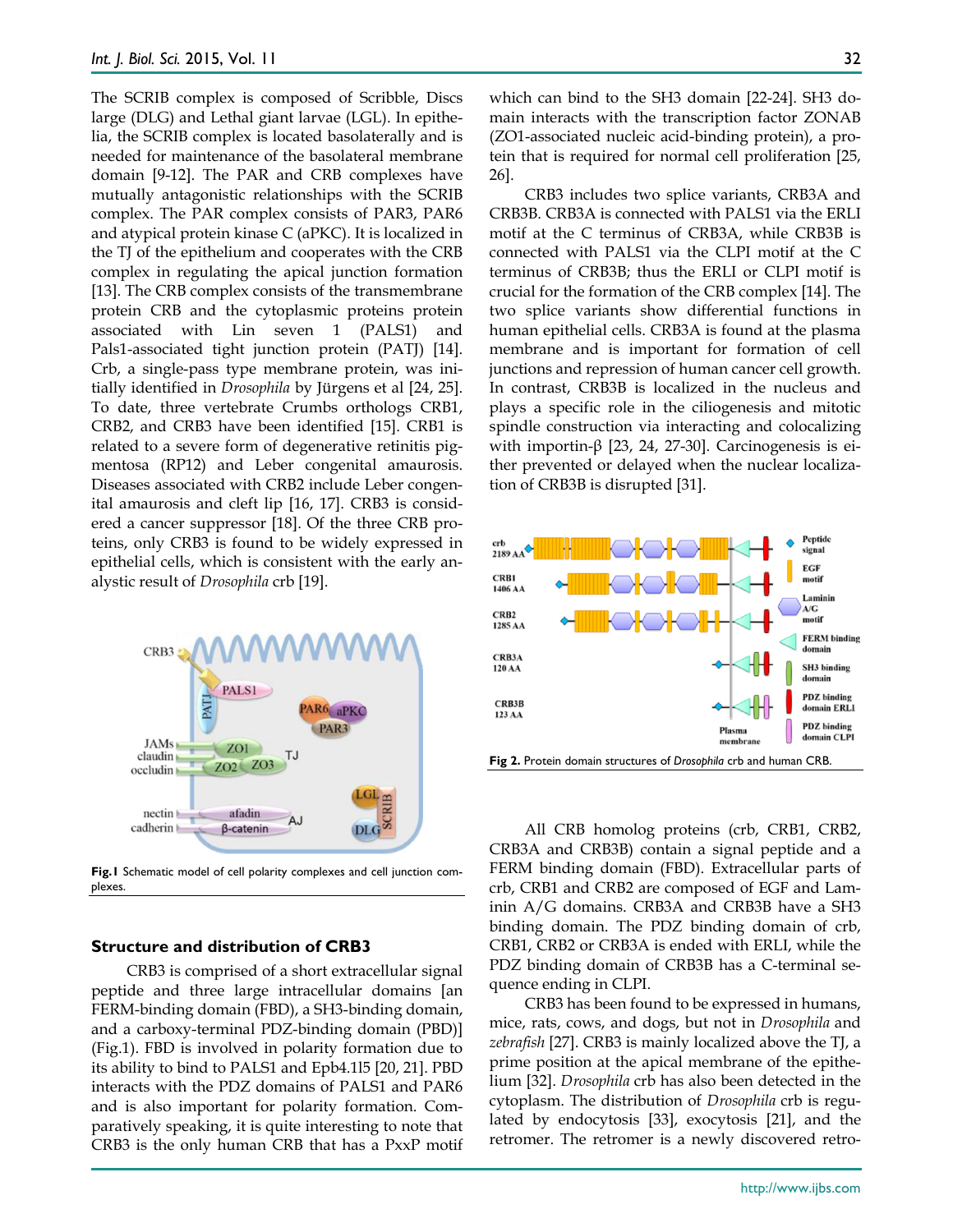The SCRIB complex is composed of Scribble, Discs large (DLG) and Lethal giant larvae (LGL). In epithelia, the SCRIB complex is located basolaterally and is needed for maintenance of the basolateral membrane domain [9-12]. The PAR and CRB complexes have mutually antagonistic relationships with the SCRIB complex. The PAR complex consists of PAR3, PAR6 and atypical protein kinase C (aPKC). It is localized in the TJ of the epithelium and cooperates with the CRB complex in regulating the apical junction formation [13]. The CRB complex consists of the transmembrane protein CRB and the cytoplasmic proteins protein associated with Lin seven 1 (PALS1) and Pals1-associated tight junction protein (PATJ) [14]. Crb, a single-pass type membrane protein, was initially identified in *Drosophila* by Jürgens et al [24, 25]. To date, three vertebrate Crumbs orthologs CRB1, CRB2, and CRB3 have been identified [15]. CRB1 is related to a severe form of degenerative retinitis pigmentosa (RP12) and Leber congenital amaurosis. Diseases associated with CRB2 include Leber congenital amaurosis and cleft lip [16, 17]. CRB3 is considered a cancer suppressor [18]. Of the three CRB proteins, only CRB3 is found to be widely expressed in epithelial cells, which is consistent with the early analystic result of *Drosophila* crb [19].

**Fig.1** Schematic model of cell polarity complexes and cell junction complexes.

### Structure and distribution of CRB3

CRB3 is comprised of a short extracellular signal peptide and three large intracellular domains [an FERM-binding domain (FBD), a SH3-binding domain, and a carboxy-terminal PDZ-binding domain (PBD)] (Fig.1). FBD is involved in polarity formation due to its ability to bind to PALS1 and Epb4.115 [20, 21]. PBD interacts with the PDZ domains of PALS1 and PAR6 and is also important for polarity formation. Comparatively speaking, it is quite interesting to note that CRB3 is the only human CRB that has a PxxP motif which can bind to the SH3 domain [22-24]. SH3 domain interacts with the transcription factor ZONAB (ZO1-associated nucleic acid-binding protein), a protein that is required for normal cell proliferation [25, 26].

CRB3 includes two splice variants, CRB3A and CRB3B. CRB3A is connected with PALS1 via the ERLI motif at the C terminus of CRB3A, while CRB3B is connected with PALS1 via the CLPI motif at the C terminus of CRB3B; thus the ERLI or CLPI motif is crucial for the formation of the CRB complex [14]. The two splice variants show differential functions in human epithelial cells. CRB3A is found at the plasma membrane and is important for formation of cell junctions and repression of human cancer cell growth. In contrast, CRB3B is localized in the nucleus and plays a specific role in the ciliogenesis and mitotic spindle construction via interacting and colocalizing with importin-β [23, 24, 27-30]. Carcinogenesis is either prevented or delayed when the nuclear localization of CRB3B is disrupted [31].

**Fig 2.** Protein domain structures of *Drosophila* crb and human CRB.

All CRB homolog proteins (crb, CRB1, CRB2, CRB3A and CRB3B) contain a signal peptide and a FERM binding domain (FBD). Extracellular parts of crb, CRB1 and CRB2 are composed of EGF and Laminin A/G domains. CRB3A and CRB3B have a SH3 binding domain. The PDZ binding domain of crb, CRB1, CRB2 or CRB3A is ended with ERLI, while the PDZ binding domain of CRB3B has a C-terminal sequence ending in CLPI.

CRB3 has been found to be expressed in humans, mice, rats, cows, and dogs, but not in *Drosophila* and *zebrafish* [27]. CRB3 is mainly localized above the TJ, a prime position at the apical membrane of the epithelium [32]. *Drosophila* crb has also been detected in the cytoplasm. The distribution of *Drosophila* crb is regulated by endocytosis [33], exocytosis [21], and the retromer. The retromer is a newly discovered retro-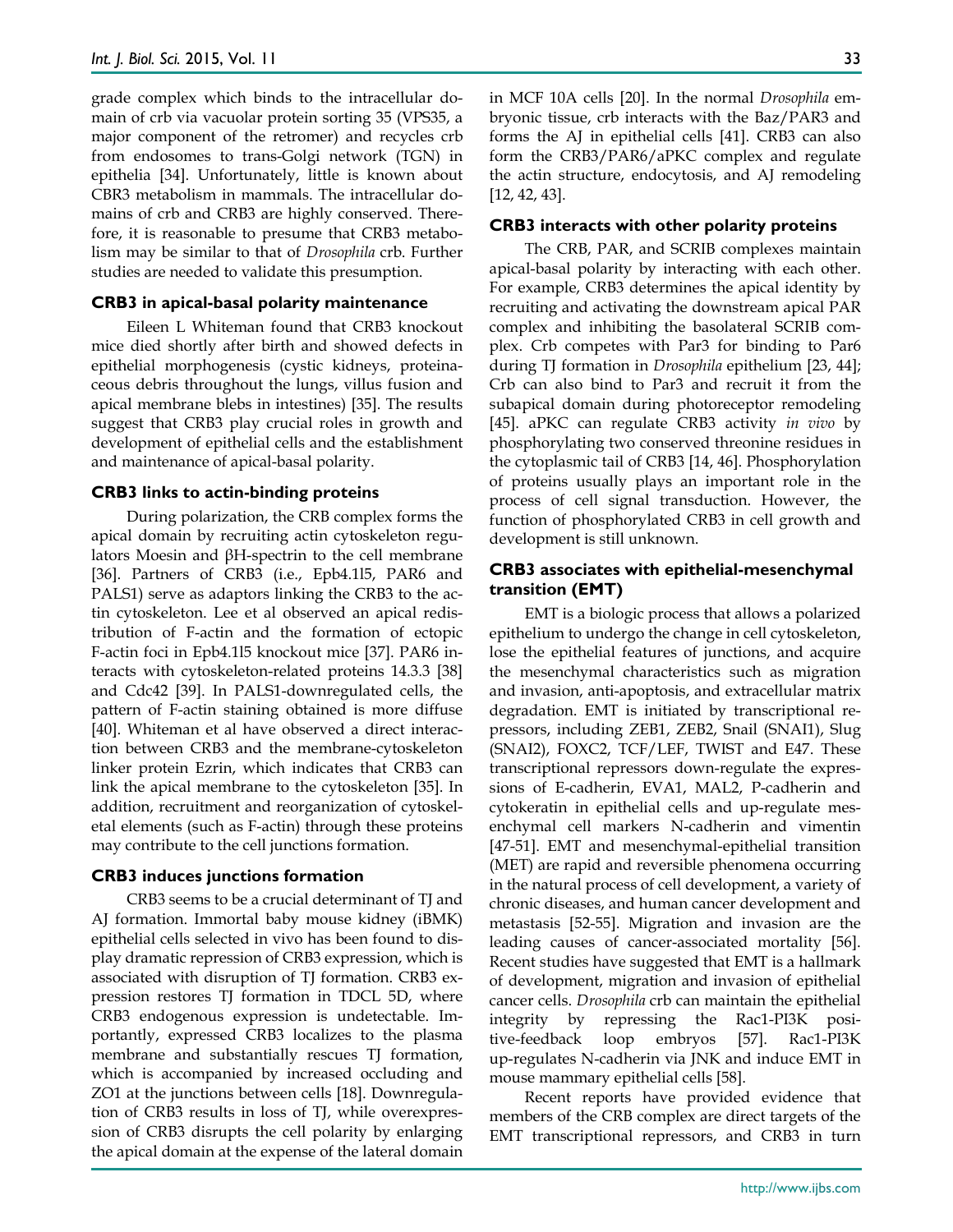grade complex which binds to the intracellular domain of crb via vacuolar protein sorting 35 (VPS35, a major component of the retromer) and recycles crb from endosomes to trans-Golgi network (TGN) in epithelia [34]. Unfortunately, little is known about CBR3 metabolism in mammals. The intracellular domains of crb and CRB3 are highly conserved. Therefore, it is reasonable to presume that CRB3 metabolism may be similar to that of *Drosophila* crb. Further studies are needed to validate this presumption.

### CRB3 in apical-basal polarity maintenance

Eileen L Whiteman found that CRB3 knockout mice died shortly after birth and showed defects in epithelial morphogenesis (cystic kidneys, proteinaceous debris throughout the lungs, villus fusion and apical membrane blebs in intestines) [35]. The results suggest that CRB3 play crucial roles in growth and development of epithelial cells and the establishment and maintenance of apical-basal polarity.

### CRB3 links to actin-binding proteins

During polarization, the CRB complex forms the apical domain by recruiting actin cytoskeleton regulators Moesin and βH-spectrin to the cell membrane [36]. Partners of CRB3 (i.e., Epb4.1l5, PAR6 and PALS1) serve as adaptors linking the CRB3 to the actin cytoskeleton. Lee et al observed an apical redistribution of F-actin and the formation of ectopic F-actin foci in Epb4.1l5 knockout mice [37]. PAR6 interacts with cytoskeleton-related proteins 14.3.3 [38] and Cdc42 [39]. In PALS1-downregulated cells, the pattern of F-actin staining obtained is more diffuse [40]. Whiteman et al have observed a direct interaction between CRB3 and the membrane-cytoskeleton linker protein Ezrin, which indicates that CRB3 can link the apical membrane to the cytoskeleton [35]. In addition, recruitment and reorganization of cytoskeletal elements (such as F-actin) through these proteins may contribute to the cell junctions formation.

### CRB3 induces junctions formation

CRB3 seems to be a crucial determinant of TJ and AJ formation. Immortal baby mouse kidney (iBMK) epithelial cells selected in vivo has been found to display dramatic repression of CRB3 expression, which is associated with disruption of TJ formation. CRB3 expression restores TJ formation in TDCL 5D, where CRB3 endogenous expression is undetectable. Importantly, expressed CRB3 localizes to the plasma membrane and substantially rescues TJ formation, which is accompanied by increased occluding and ZO1 at the junctions between cells [18]. Downregulation of CRB3 results in loss of TJ, while overexpression of CRB3 disrupts the cell polarity by enlarging the apical domain at the expense of the lateral domain in MCF 10A cells [20]. In the normal *Drosophila* embryonic tissue, crb interacts with the Baz/PAR3 and forms the AJ in epithelial cells [41]. CRB3 can also form the CRB3/PAR6/aPKC complex and regulate the actin structure, endocytosis, and AJ remodeling [12, 42, 43].

### CRB3 interacts with other polarity proteins

The CRB, PAR, and SCRIB complexes maintain apical-basal polarity by interacting with each other. For example, CRB3 determines the apical identity by recruiting and activating the downstream apical PAR complex and inhibiting the basolateral SCRIB complex. Crb competes with Par3 for binding to Par6 during TJ formation in *Drosophila* epithelium [23, 44]; Crb can also bind to Par3 and recruit it from the subapical domain during photoreceptor remodeling [45]. aPKC can regulate CRB3 activity *in vivo* by phosphorylating two conserved threonine residues in the cytoplasmic tail of CRB3 [14, 46]. Phosphorylation of proteins usually plays an important role in the process of cell signal transduction. However, the function of phosphorylated CRB3 in cell growth and development is still unknown.

### CRB3 associates with epithelial-mesenchymal transition (EMT)

EMT is a biologic process that allows a polarized epithelium to undergo the change in cell cytoskeleton, lose the epithelial features of junctions, and acquire the mesenchymal characteristics such as migration and invasion, anti-apoptosis, and extracellular matrix degradation. EMT is initiated by transcriptional repressors, including ZEB1, ZEB2, Snail (SNAI1), Slug (SNAI2), FOXC2, TCF/LEF, TWIST and E47. These transcriptional repressors down-regulate the expressions of E-cadherin, EVA1, MAL2, P-cadherin and cytokeratin in epithelial cells and up-regulate mesenchymal cell markers N-cadherin and vimentin [47-51]. EMT and mesenchymal-epithelial transition (MET) are rapid and reversible phenomena occurring in the natural process of cell development, a variety of chronic diseases, and human cancer development and metastasis [52-55]. Migration and invasion are the leading causes of cancer-associated mortality [56]. Recent studies have suggested that EMT is a hallmark of development, migration and invasion of epithelial cancer cells. *Drosophila* crb can maintain the epithelial integrity by repressing the Rac1-PI3K positive-feedback loop embryos [57]. Rac1-PI3K up-regulates N-cadherin via JNK and induce EMT in mouse mammary epithelial cells [58].

Recent reports have provided evidence that members of the CRB complex are direct targets of the EMT transcriptional repressors, and CRB3 in turn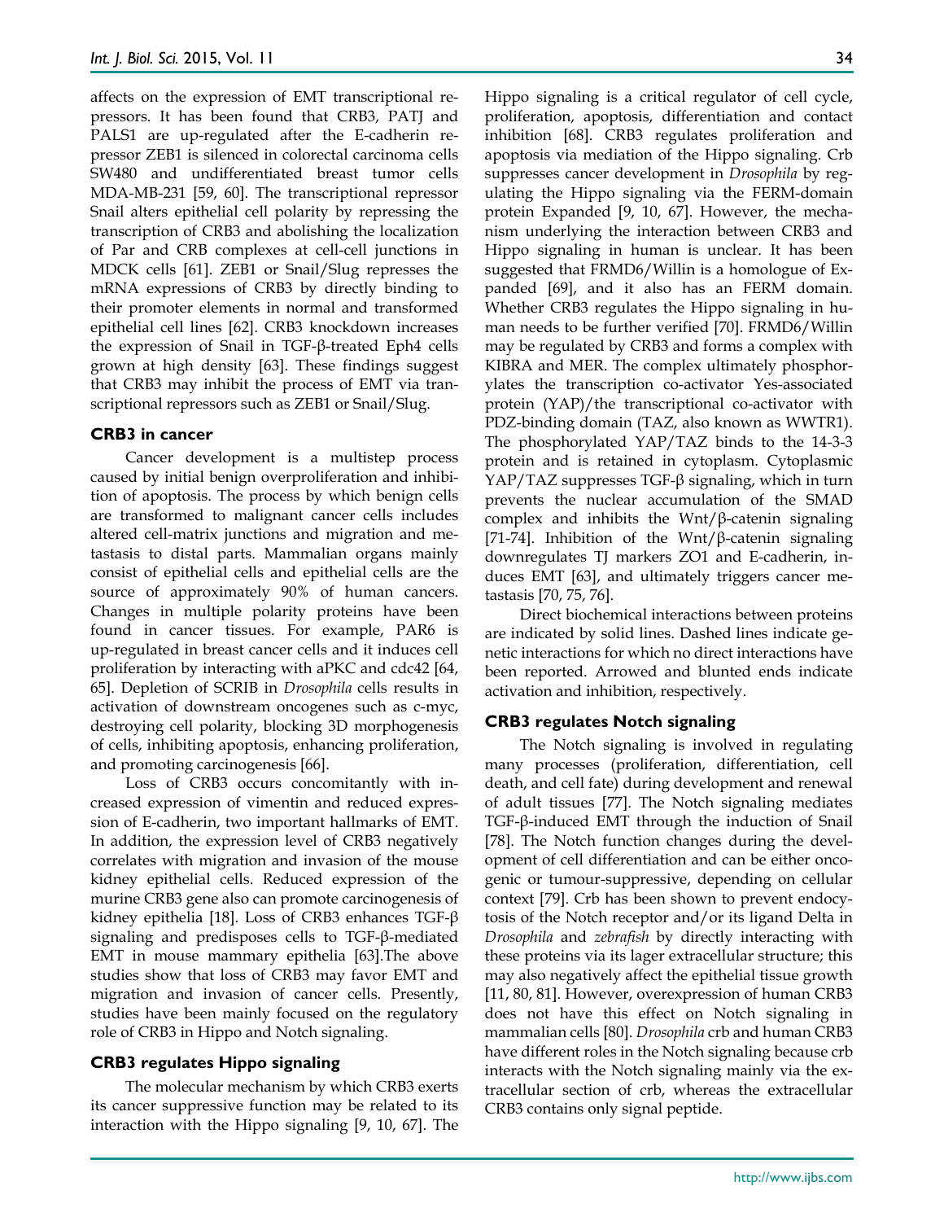affects on the expression of EMT transcriptional repressors. It has been found that CRB3, PATJ and PALS1 are up-regulated after the E-cadherin repressor ZEB1 is silenced in colorectal carcinoma cells SW480 and undifferentiated breast tumor cells MDA-MB-231 [59, 60]. The transcriptional repressor Snail alters epithelial cell polarity by repressing the transcription of CRB3 and abolishing the localization of Par and CRB complexes at cell-cell junctions in MDCK cells [61]. ZEB1 or Snail/Slug represses the mRNA expressions of CRB3 by directly binding to their promoter elements in normal and transformed epithelial cell lines [62]. CRB3 knockdown increases the expression of Snail in TGF-β-treated Eph4 cells grown at high density [63]. These findings suggest that CRB3 may inhibit the process of EMT via transcriptional repressors such as ZEB1 or Snail/Slug.

### CRB3 in cancer

Cancer development is a multistep process caused by initial benign overproliferation and inhibition of apoptosis. The process by which benign cells are transformed to malignant cancer cells includes altered cell-matrix junctions and migration and metastasis to distal parts. Mammalian organs mainly consist of epithelial cells and epithelial cells are the source of approximately 90% of human cancers. Changes in multiple polarity proteins have been found in cancer tissues. For example, PAR6 is up-regulated in breast cancer cells and it induces cell proliferation by interacting with aPKC and cdc42 [64, 65]. Depletion of SCRIB in *Drosophila* cells results in activation of downstream oncogenes such as c-myc, destroying cell polarity, blocking 3D morphogenesis of cells, inhibiting apoptosis, enhancing proliferation, and promoting carcinogenesis [66].

Loss of CRB3 occurs concomitantly with increased expression of vimentin and reduced expression of E-cadherin, two important hallmarks of EMT. In addition, the expression level of CRB3 negatively correlates with migration and invasion of the mouse kidney epithelial cells. Reduced expression of the murine CRB3 gene also can promote carcinogenesis of kidney epithelia [18]. Loss of CRB3 enhances TGF-β signaling and predisposes cells to TGF-β-mediated EMT in mouse mammary epithelia [63].The above studies show that loss of CRB3 may favor EMT and migration and invasion of cancer cells. Presently, studies have been mainly focused on the regulatory role of CRB3 in Hippo and Notch signaling.

### CRB3 regulates Hippo signaling

The molecular mechanism by which CRB3 exerts its cancer suppressive function may be related to its interaction with the Hippo signaling [9, 10, 67]. The Hippo signaling is a critical regulator of cell cycle, proliferation, apoptosis, differentiation and contact inhibition [68]. CRB3 regulates proliferation and apoptosis via mediation of the Hippo signaling. Crb suppresses cancer development in *Drosophila* by regulating the Hippo signaling via the FERM-domain protein Expanded [9, 10, 67]. However, the mechanism underlying the interaction between CRB3 and Hippo signaling in human is unclear. It has been suggested that FRMD6/Willin is a homologue of Expanded [69], and it also has an FERM domain. Whether CRB3 regulates the Hippo signaling in human needs to be further verified [70]. FRMD6/Willin may be regulated by CRB3 and forms a complex with KIBRA and MER. The complex ultimately phosphorylates the transcription co-activator Yes-associated protein (YAP)/the transcriptional co-activator with PDZ-binding domain (TAZ, also known as WWTR1). The phosphorylated YAP/TAZ binds to the 14-3-3 protein and is retained in cytoplasm. Cytoplasmic YAP/TAZ suppresses TGF-β signaling, which in turn prevents the nuclear accumulation of the SMAD complex and inhibits the Wnt/β-catenin signaling [71-74]. Inhibition of the Wnt/β-catenin signaling downregulates TJ markers ZO1 and E-cadherin, induces EMT [63], and ultimately triggers cancer metastasis [70, 75, 76].

Direct biochemical interactions between proteins are indicated by solid lines. Dashed lines indicate genetic interactions for which no direct interactions have been reported. Arrowed and blunted ends indicate activation and inhibition, respectively.

### CRB3 regulates Notch signaling

The Notch signaling is involved in regulating many processes (proliferation, differentiation, cell death, and cell fate) during development and renewal of adult tissues [77]. The Notch signaling mediates TGF-β-induced EMT through the induction of Snail [78]. The Notch function changes during the development of cell differentiation and can be either oncogenic or tumour-suppressive, depending on cellular context [79]. Crb has been shown to prevent endocytosis of the Notch receptor and/or its ligand Delta in *Drosophila* and *zebrafish* by directly interacting with these proteins via its lager extracellular structure; this may also negatively affect the epithelial tissue growth [11, 80, 81]. However, overexpression of human CRB3 does not have this effect on Notch signaling in mammalian cells [80]. *Drosophila* crb and human CRB3 have different roles in the Notch signaling because crb interacts with the Notch signaling mainly via the extracellular section of crb, whereas the extracellular CRB3 contains only signal peptide.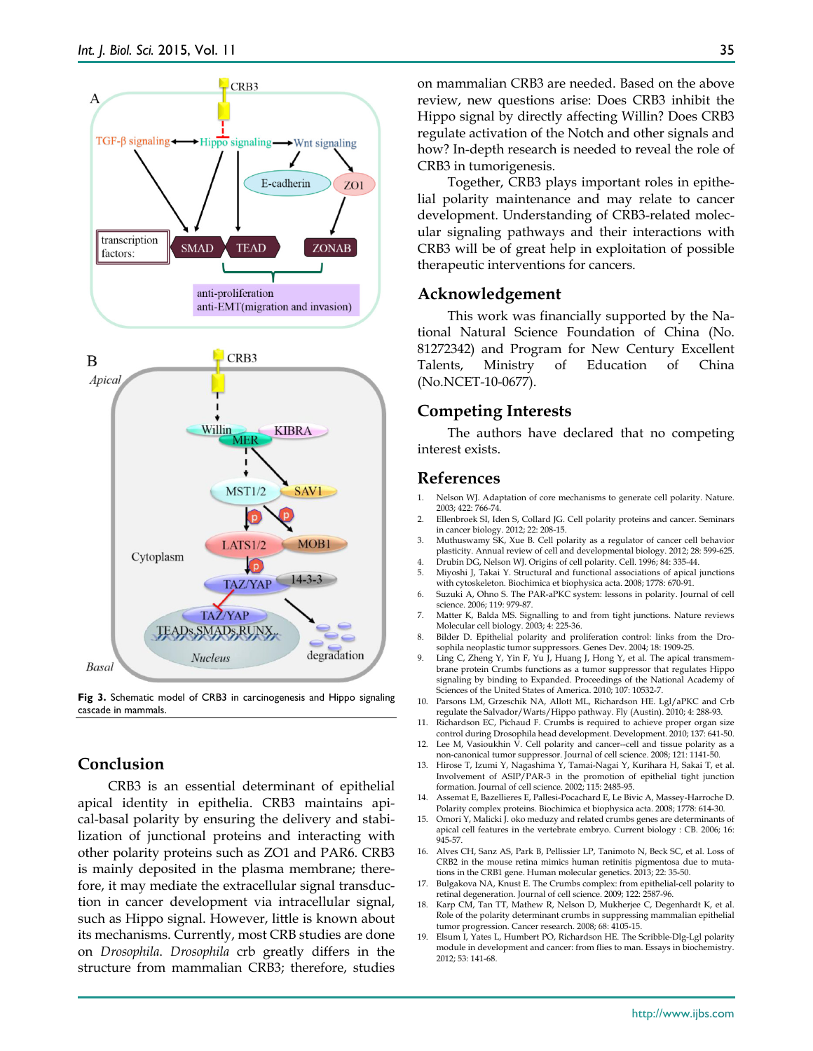**Fig 3.** Schematic model of CRB3 in carcinogenesis and Hippo signaling cascade in mammals.

## Conclusion

CRB3 is an essential determinant of epithelial apical identity in epithelia. CRB3 maintains apical-basal polarity by ensuring the delivery and stabilization of junctional proteins and interacting with other polarity proteins such as ZO1 and PAR6. CRB3 is mainly deposited in the plasma membrane; therefore, it may mediate the extracellular signal transduction in cancer development via intracellular signal, such as Hippo signal. However, little is known about its mechanisms. Currently, most CRB studies are done on *Drosophila*. *Drosophila* crb greatly differs in the structure from mammalian CRB3; therefore, studies on mammalian CRB3 are needed. Based on the above review, new questions arise: Does CRB3 inhibit the Hippo signal by directly affecting Willin? Does CRB3 regulate activation of the Notch and other signals and how? In-depth research is needed to reveal the role of CRB3 in tumorigenesis.

Together, CRB3 plays important roles in epithelial polarity maintenance and may relate to cancer development. Understanding of CRB3-related molecular signaling pathways and their interactions with CRB3 will be of great help in exploitation of possible therapeutic interventions for cancers.

## Acknowledgement

This work was financially supported by the National Natural Science Foundation of China (No. 81272342) and Program for New Century Excellent Talents, Ministry of Education of China (No.NCET-10-0677).

## Competing Interests

The authors have declared that no competing interest exists.

## References

1. Nelson WJ. Adaptation of core mechanisms to generate cell polarity. Nature. 2003; 422: 766-74.
2. Ellenbroek SI, Iden S, Collard JG. Cell polarity proteins and cancer. Seminars in cancer biology. 2012; 22: 208-15.
3. Muthuswamy SK, Xue B. Cell polarity as a regulator of cancer cell behavior plasticity. Annual review of cell and developmental biology. 2012; 28: 599-625.
4. Drubin DG, Nelson WJ. Origins of cell polarity. Cell. 1996; 84: 335-44.
5. Miyoshi J, Takai Y. Structural and functional associations of apical junctions with cytoskeleton. Biochimica et biophysica acta. 2008; 1778: 670-91.
6. Suzuki A, Ohno S. The PAR-aPKC system: lessons in polarity. Journal of cell science. 2006; 119: 979-87.
7. Matter K, Balda MS. Signalling to and from tight junctions. Nature reviews Molecular cell biology. 2003; 4: 225-36.
8. Bilder D. Epithelial polarity and proliferation control: links from the Drosophila neoplastic tumor suppressors. Genes Dev. 2004; 18: 1909-25.
9. Ling C, Zheng Y, Yin F, Yu J, Huang J, Hong Y, et al. The apical transmembrane protein Crumbs functions as a tumor suppressor that regulates Hippo signaling by binding to Expanded. Proceedings of the National Academy of Sciences of the United States of America. 2010; 107: 10532-7.
10. Parsons LM, Grzeschik NA, Allott ML, Richardson HE. Lgl/aPKC and Crb regulate the Salvador/Warts/Hippo pathway. Fly (Austin). 2010; 4: 288-93.
11. Richardson EC, Pichaud F. Crumbs is required to achieve proper organ size control during Drosophila head development. Development. 2010; 137: 641-50.
12. Lee M, Vasioukhin V. Cell polarity and cancer--cell and tissue polarity as a non-canonical tumor suppressor. Journal of cell science. 2008; 121: 1141-50.
13. Hirose T, Izumi Y, Nagashima Y, Tamai-Nagai Y, Kurihara H, Sakai T, et al. Involvement of ASIP/PAR-3 in the promotion of epithelial tight junction formation. Journal of cell science. 2002; 115: 2485-95.
14. Assemat E, Bazellieres E, Pallesi-Pocachard E, Le Bivic A, Massey-Harroche D. Polarity complex proteins. Biochimica et biophysica acta. 2008; 1778: 614-30.
15. Omori Y, Malicki J. oko meduzy and related crumbs genes are determinants of apical cell features in the vertebrate embryo. Current biology : CB. 2006; 16: 945-57.
16. Alves CH, Sanz AS, Park B, Pellissier LP, Tanimoto N, Beck SC, et al. Loss of CRB2 in the mouse retina mimics human retinitis pigmentosa due to mutations in the CRB1 gene. Human molecular genetics. 2013; 22: 35-50.
17. Bulgakova NA, Knust E. The Crumbs complex: from epithelial-cell polarity to retinal degeneration. Journal of cell science. 2009; 122: 2587-96.
18. Karp CM, Tan TT, Mathew R, Nelson D, Mukherjee C, Degenhardt K, et al. Role of the polarity determinant crumbs in suppressing mammalian epithelial tumor progression. Cancer research. 2008; 68: 4105-15.
19. Elsum I, Yates L, Humbert PO, Richardson HE. The Scribble-Dlg-Lgl polarity module in development and cancer: from flies to man. Essays in biochemistry. 2012; 53: 141-68.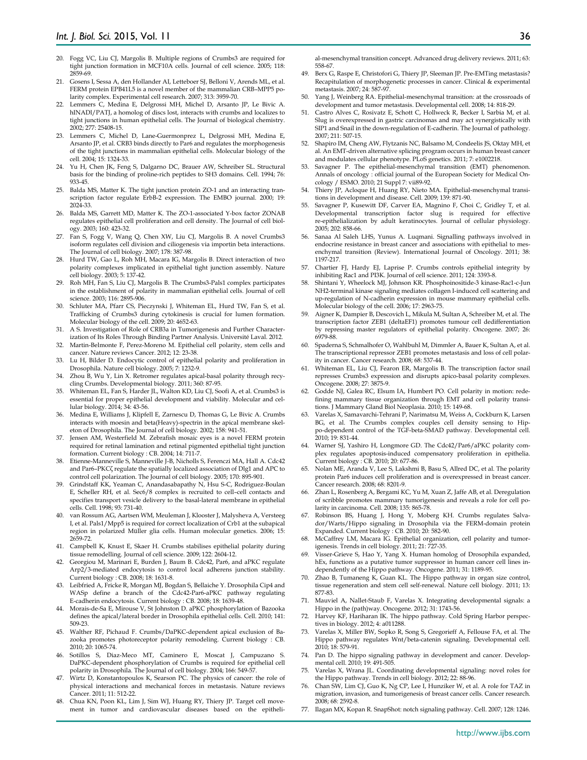20. Fogg VC, Liu CJ, Margolis B. Multiple regions of Crumbs3 are required for tight junction formation in MCF10A cells. Journal of cell science. 2005; 118: 2859-69.
21. Gosens I, Sessa A, den Hollander AI, Letteboer SJ, Belloni V, Arends ML, et al. FERM protein EPB41L5 is a novel member of the mammalian CRB–MPP5 polarity complex. Experimental cell research. 2007; 313: 3959-70.
22. Lemmers C, Medina E, Delgrossi MH, Michel D, Arsanto JP, Le Bivic A. hINADl/PATJ, a homolog of discs lost, interacts with crumbs and localizes to tight junctions in human epithelial cells. The Journal of biological chemistry. 2002; 277: 25408-15.
23. Lemmers C, Michel D, Lane-Guermonprez L, Delgrossi MH, Medina E, Arsanto JP, et al. CRB3 binds directly to Par6 and regulates the morphogenesis of the tight junctions in mammalian epithelial cells. Molecular biology of the cell. 2004; 15: 1324-33.
24. Yu H, Chen JK, Feng S, Dalgarno DC, Brauer AW, Schreiber SL. Structural basis for the binding of proline-rich peptides to SH3 domains. Cell. 1994; 76: 933-45.
25. Balda MS, Matter K. The tight junction protein ZO-1 and an interacting transcription factor regulate ErbB-2 expression. The EMBO journal. 2000; 19: 2024-33.
26. Balda MS, Garrett MD, Matter K. The ZO-1-associated Y-box factor ZONAB regulates epithelial cell proliferation and cell density. The Journal of cell biology. 2003; 160: 423-32.
27. Fan S, Fogg V, Wang Q, Chen XW, Liu CJ, Margolis B. A novel Crumbs3 isoform regulates cell division and ciliogenesis via importin beta interactions. The Journal of cell biology. 2007; 178: 387-98.
28. Hurd TW, Gao L, Roh MH, Macara IG, Margolis B. Direct interaction of two polarity complexes implicated in epithelial tight junction assembly. Nature cell biology. 2003; 5: 137-42.
29. Roh MH, Fan S, Liu CJ, Margolis B. The Crumbs3-Pals1 complex participates in the establishment of polarity in mammalian epithelial cells. Journal of cell science. 2003; 116: 2895-906.
30. Schluter MA, Pfarr CS, Pieczynski J, Whiteman EL, Hurd TW, Fan S, et al. Trafficking of Crumbs3 during cytokinesis is crucial for lumen formation. Molecular biology of the cell. 2009; 20: 4652-63.
31. A S. Investigation of Role of CRB3a in Tumorigenesis and Further Characterization of Its Roles Through Binding Partner Analysis. Université Laval. 2012.
32. Martin-Belmonte F, Perez-Moreno M. Epithelial cell polarity, stem cells and cancer. Nature reviews Cancer. 2012; 12: 23-38.
33. Lu H, Bilder D. Endocytic control of epithelial polarity and proliferation in Drosophila. Nature cell biology. 2005; 7: 1232-9.
34. Zhou B, Wu Y, Lin X. Retromer regulates apical-basal polarity through recycling Crumbs. Developmental biology. 2011; 360: 87-95.
35. Whiteman EL, Fan S, Harder JL, Walton KD, Liu CJ, Soofi A, et al. Crumbs3 is essential for proper epithelial development and viability. Molecular and cellular biology. 2014; 34: 43-56.
36. Medina E, Williams J, Klipfell E, Zarnescu D, Thomas G, Le Bivic A. Crumbs interacts with moesin and beta(Heavy)-spectrin in the apical membrane skeleton of Drosophila. The Journal of cell biology. 2002; 158: 941-51.
37. Jensen AM, Westerfield M. Zebrafish mosaic eyes is a novel FERM protein required for retinal lamination and retinal pigmented epithelial tight junction formation. Current biology : CB. 2004; 14: 711-7.
38. Etienne-Manneville S, Manneville J-B, Nicholls S, Ferenczi MA, Hall A. Cdc42 and Par6–PKCζ regulate the spatially localized association of Dlg1 and APC to control cell polarization. The Journal of cell biology. 2005; 170: 895-901.
39. Grindstaff KK, Yeaman C, Anandasabapathy N, Hsu S-C, Rodriguez-Boulan E, Scheller RH, et al. Sec6/8 complex is recruited to cell–cell contacts and specifies transport vesicle delivery to the basal-lateral membrane in epithelial cells. Cell. 1998; 93: 731-40.
40. van Rossum AG, Aartsen WM, Meuleman J, Klooster J, Malysheva A, Versteeg I, et al. Pals1/Mpp5 is required for correct localization of Crb1 at the subapical region in polarized Müller glia cells. Human molecular genetics. 2006; 15: 2659-72.
41. Campbell K, Knust E, Skaer H. Crumbs stabilises epithelial polarity during tissue remodelling. Journal of cell science. 2009; 122: 2604-12.
42. Georgiou M, Marinari E, Burden J, Baum B. Cdc42, Par6, and aPKC regulate Arp2/3-mediated endocytosis to control local adherens junction stability. Current biology : CB. 2008; 18: 1631-8.
43. Leibfried A, Fricke R, Morgan MJ, Bogdan S, Bellaiche Y. Drosophila Cip4 and WASp define a branch of the Cdc42-Par6-aPKC pathway regulating E-cadherin endocytosis. Current biology : CB. 2008; 18: 1639-48.
44. Morais-de-Sa E, Mirouse V, St Johnston D. aPKC phosphorylation of Bazooka defines the apical/lateral border in Drosophila epithelial cells. Cell. 2010; 141: 509-23.
45. Walther RF, Pichaud F. Crumbs/DaPKC-dependent apical exclusion of Bazooka promotes photoreceptor polarity remodeling. Current biology : CB. 2010; 20: 1065-74.
46. Sotillos S, Diaz-Meco MT, Caminero E, Moscat J, Campuzano S. DaPKC-dependent phosphorylation of Crumbs is required for epithelial cell polarity in Drosophila. The Journal of cell biology. 2004; 166: 549-57.
47. Wirtz D, Konstantopoulos K, Searson PC. The physics of cancer: the role of physical interactions and mechanical forces in metastasis. Nature reviews Cancer. 2011; 11: 512-22.
48. Chua KN, Poon KL, Lim J, Sim WJ, Huang RY, Thiery JP. Target cell movement in tumor and cardiovascular diseases based on the epithelial-mesenchymal transition concept. Advanced drug delivery reviews. 2011; 63: 558-67.
49. Berx G, Raspe E, Christofori G, Thiery JP, Sleeman JP. Pre-EMTing metastasis? Recapitulation of morphogenetic processes in cancer. Clinical & experimental metastasis. 2007; 24: 587-97.
50. Yang J, Weinberg RA. Epithelial-mesenchymal transition: at the crossroads of development and tumor metastasis. Developmental cell. 2008; 14: 818-29.
51. Castro Alves C, Rosivatz E, Schott C, Hollweck R, Becker I, Sarbia M, et al. Slug is overexpressed in gastric carcinomas and may act synergistically with SIP1 and Snail in the down-regulation of E-cadherin. The Journal of pathology. 2007; 211: 507-15.
52. Shapiro IM, Cheng AW, Flytzanis NC, Balsamo M, Condeelis JS, Oktay MH, et al. An EMT-driven alternative splicing program occurs in human breast cancer and modulates cellular phenotype. PLoS genetics. 2011; 7: e1002218.
53. Savagner P. The epithelial-mesenchymal transition (EMT) phenomenon. Annals of oncology : official journal of the European Society for Medical Oncology / ESMO. 2010; 21 Suppl 7: vii89-92.
54. Thiery JP, Acloque H, Huang RY, Nieto MA. Epithelial-mesenchymal transitions in development and disease. Cell. 2009; 139: 871-90.
55. Savagner P, Kusewitt DF, Carver EA, Magnino F, Choi C, Gridley T, et al. Developmental transcription factor slug is required for effective re-epithelialization by adult keratinocytes. Journal of cellular physiology. 2005; 202: 858-66.
56. Sanaa Al Saleh LHS, Yunus A. Luqmani. Signalling pathways involved in endocrine resistance in breast cancer and associations with epithelial to mesenchymal transition (Review). International Journal of Oncology. 2011; 38: 1197-217.
57. Chartier FJ, Hardy EJ, Laprise P. Crumbs controls epithelial integrity by inhibiting Rac1 and PI3K. Journal of cell science. 2011; 124: 3393-8.
58. Shintani Y, Wheelock MJ, Johnson KR. Phosphoinositide-3 kinase-Rac1-c-Jun NH2-terminal kinase signaling mediates collagen I-induced cell scattering and up-regulation of N-cadherin expression in mouse mammary epithelial cells. Molecular biology of the cell. 2006; 17: 2963-75.
59. Aigner K, Dampier B, Descovich L, Mikula M, Sultan A, Schreiber M, et al. The transcription factor ZEB1 (deltaEF1) promotes tumour cell dedifferentiation by repressing master regulators of epithelial polarity. Oncogene. 2007; 26: 6979-88.
60. Spaderna S, Schmalhofer O, Wahlbuhl M, Dimmler A, Bauer K, Sultan A, et al. The transcriptional repressor ZEB1 promotes metastasis and loss of cell polarity in cancer. Cancer research. 2008; 68: 537-44.
61. Whiteman EL, Liu CJ, Fearon ER, Margolis B. The transcription factor snail represses Crumbs3 expression and disrupts apico-basal polarity complexes. Oncogene. 2008; 27: 3875-9.
62. Godde NJ, Galea RC, Elsum IA, Humbert PO. Cell polarity in motion: redefining mammary tissue organization through EMT and cell polarity transitions. J Mammary Gland Biol Neoplasia. 2010; 15: 149-68.
63. Varelas X, Samavarchi-Tehrani P, Narimatsu M, Weiss A, Cockburn K, Larsen BG, et al. The Crumbs complex couples cell density sensing to Hippo-dependent control of the TGF-beta-SMAD pathway. Developmental cell. 2010; 19: 831-44.
64. Warner SJ, Yashiro H, Longmore GD. The Cdc42/Par6/aPKC polarity complex regulates apoptosis-induced compensatory proliferation in epithelia. Current biology : CB. 2010; 20: 677-86.
65. Nolan ME, Aranda V, Lee S, Lakshmi B, Basu S, Allred DC, et al. The polarity protein Par6 induces cell proliferation and is overexpressed in breast cancer. Cancer research. 2008; 68: 8201-9.
66. Zhan L, Rosenberg A, Bergami KC, Yu M, Xuan Z, Jaffe AB, et al. Deregulation of scribble promotes mammary tumorigenesis and reveals a role for cell polarity in carcinoma. Cell. 2008; 135: 865-78.
67. Robinson BS, Huang J, Hong Y, Moberg KH. Crumbs regulates Salvador/Warts/Hippo signaling in Drosophila via the FERM-domain protein Expanded. Current biology : CB. 2010; 20: 582-90.
68. McCaffrey LM, Macara IG. Epithelial organization, cell polarity and tumorigenesis. Trends in cell biology. 2011; 21: 727-35.
69. Visser-Grieve S, Hao Y, Yang X. Human homolog of Drosophila expanded, hEx, functions as a putative tumor suppressor in human cancer cell lines independently of the Hippo pathway. Oncogene. 2011; 31: 1189-95.
70. Zhao B, Tumaneng K, Guan KL. The Hippo pathway in organ size control, tissue regeneration and stem cell self-renewal. Nature cell biology. 2011; 13: 877-83.
71. Mauviel A, Nallet-Staub F, Varelas X. Integrating developmental signals: a Hippo in the (path)way. Oncogene. 2012; 31: 1743-56.
72. Harvey KF, Hariharan IK. The hippo pathway. Cold Spring Harbor perspectives in biology. 2012; 4: a011288.
73. Varelas X, Miller BW, Sopko R, Song S, Gregorieff A, Fellouse FA, et al. The Hippo pathway regulates Wnt/beta-catenin signaling. Developmental cell. 2010; 18: 579-91.
74. Pan D. The hippo signaling pathway in development and cancer. Developmental cell. 2010; 19: 491-505.
75. Varelas X, Wrana JL. Coordinating developmental signaling: novel roles for the Hippo pathway. Trends in cell biology. 2012; 22: 88-96.
76. Chan SW, Lim CJ, Guo K, Ng CP, Lee I, Hunziker W, et al. A role for TAZ in migration, invasion, and tumorigenesis of breast cancer cells. Cancer research. 2008; 68: 2592-8.
77. Ilagan MX, Kopan R. SnapShot: notch signaling pathway. Cell. 2007; 128: 1246.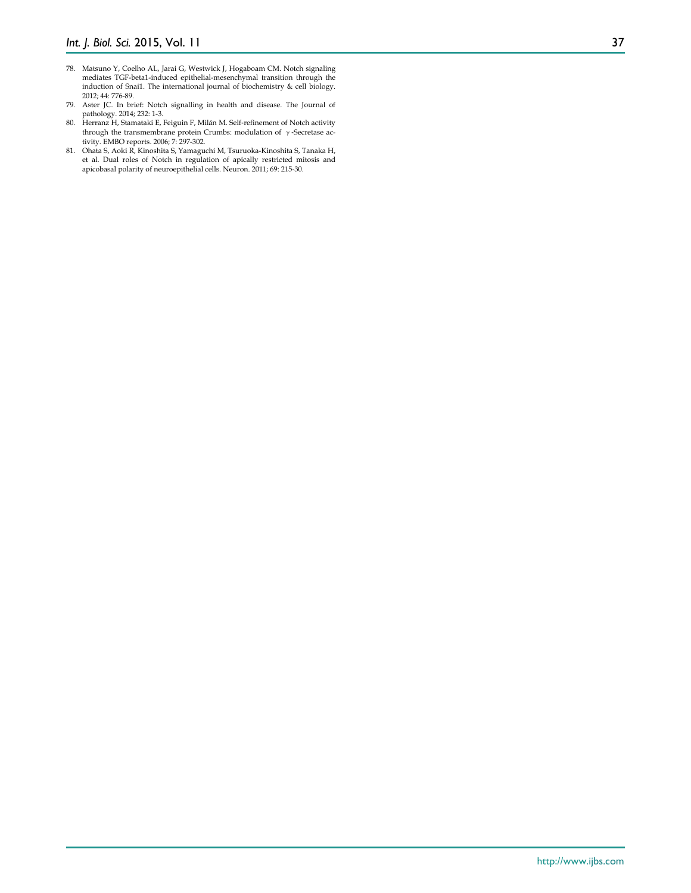78. Matsuno Y, Coelho AL, Jarai G, Westwick J, Hogaboam CM. Notch signaling mediates TGF-beta1-induced epithelial-mesenchymal transition through the induction of Snai1. The international journal of biochemistry & cell biology. 2012; 44: 776-89.
79. Aster JC. In brief: Notch signalling in health and disease. The Journal of pathology. 2014; 232: 1-3.
80. Herranz H, Stamataki E, Feiguin F, Milán M. Self-refinement of Notch activity through the transmembrane protein Crumbs: modulation of $\gamma$-Secretase activity. EMBO reports. 2006; 7: 297-302.
81. Ohata S, Aoki R, Kinoshita S, Yamaguchi M, Tsuruoka-Kinoshita S, Tanaka H, et al. Dual roles of Notch in regulation of apically restricted mitosis and apicobasal polarity of neuroepithelial cells. Neuron. 2011; 69: 215-30.